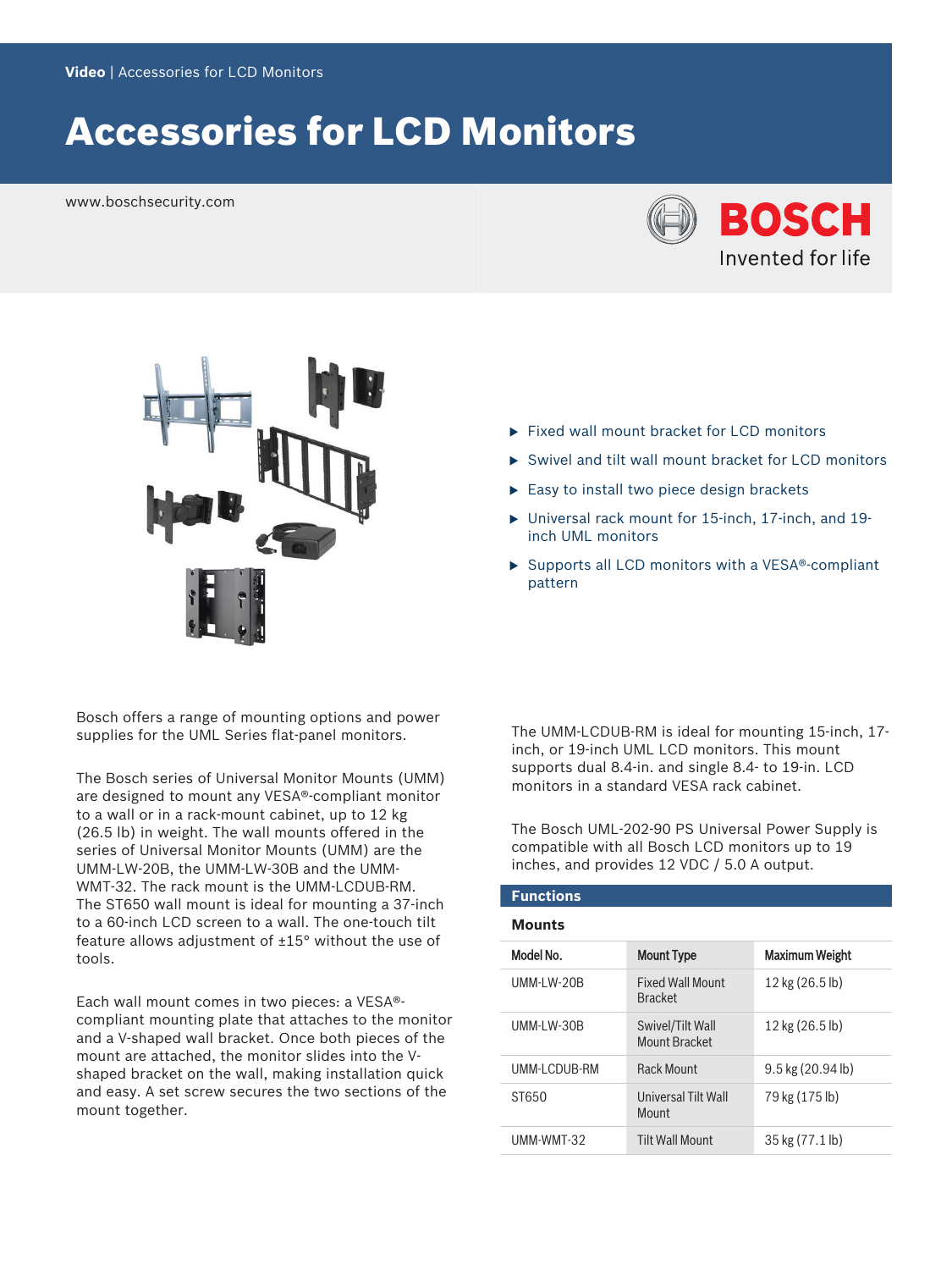Video | Accessories for LCD Monitors

# Accessories for LCD Monitors

www.boschsecurity.com

BOSCH
Invented for life

- Fixed wall mount bracket for LCD monitors
- Swivel and tilt wall mount bracket for LCD monitors
- Easy to install two piece design brackets
- Universal rack mount for 15-inch, 17-inch, and 19-inch UML monitors
- Supports all LCD monitors with a VESA®-compliant pattern

Bosch offers a range of mounting options and power supplies for the UML Series flat-panel monitors.

The Bosch series of Universal Monitor Mounts (UMM) are designed to mount any VESA®-compliant monitor to a wall or in a rack-mount cabinet, up to 12 kg (26.5 lb) in weight. The wall mounts offered in the series of Universal Monitor Mounts (UMM) are the UMM-LW-20B, the UMM-LW-30B and the UMM-WMT-32. The rack mount is the UMM-LCDUB-RM. The ST650 wall mount is ideal for mounting a 37-inch to a 60-inch LCD screen to a wall. The one-touch tilt feature allows adjustment of ±15° without the use of tools.

Each wall mount comes in two pieces: a VESA®-compliant mounting plate that attaches to the monitor and a V-shaped wall bracket. Once both pieces of the mount are attached, the monitor slides into the V-shaped bracket on the wall, making installation quick and easy. A set screw secures the two sections of the mount together.

The UMM-LCDUB-RM is ideal for mounting 15-inch, 17-inch, or 19-inch UML LCD monitors. This mount supports dual 8.4-in. and single 8.4- to 19-in. LCD monitors in a standard VESA rack cabinet.

The Bosch UML-202-90 PS Universal Power Supply is compatible with all Bosch LCD monitors up to 19 inches, and provides 12 VDC / 5.0 A output.

## Functions

### Mounts

| Model No. | Mount Type | Maximum Weight |
|---|---|---|
| UMM-LW-20B | Fixed Wall Mount Bracket | 12 kg (26.5 lb) |
| UMM-LW-30B | Swivel/Tilt Wall Mount Bracket | 12 kg (26.5 lb) |
| UMM-LCDUB-RM | Rack Mount | 9.5 kg (20.94 lb) |
| ST650 | Universal Tilt Wall Mount | 79 kg (175 lb) |
| UMM-WMT-32 | Tilt Wall Mount | 35 kg (77.1 lb) |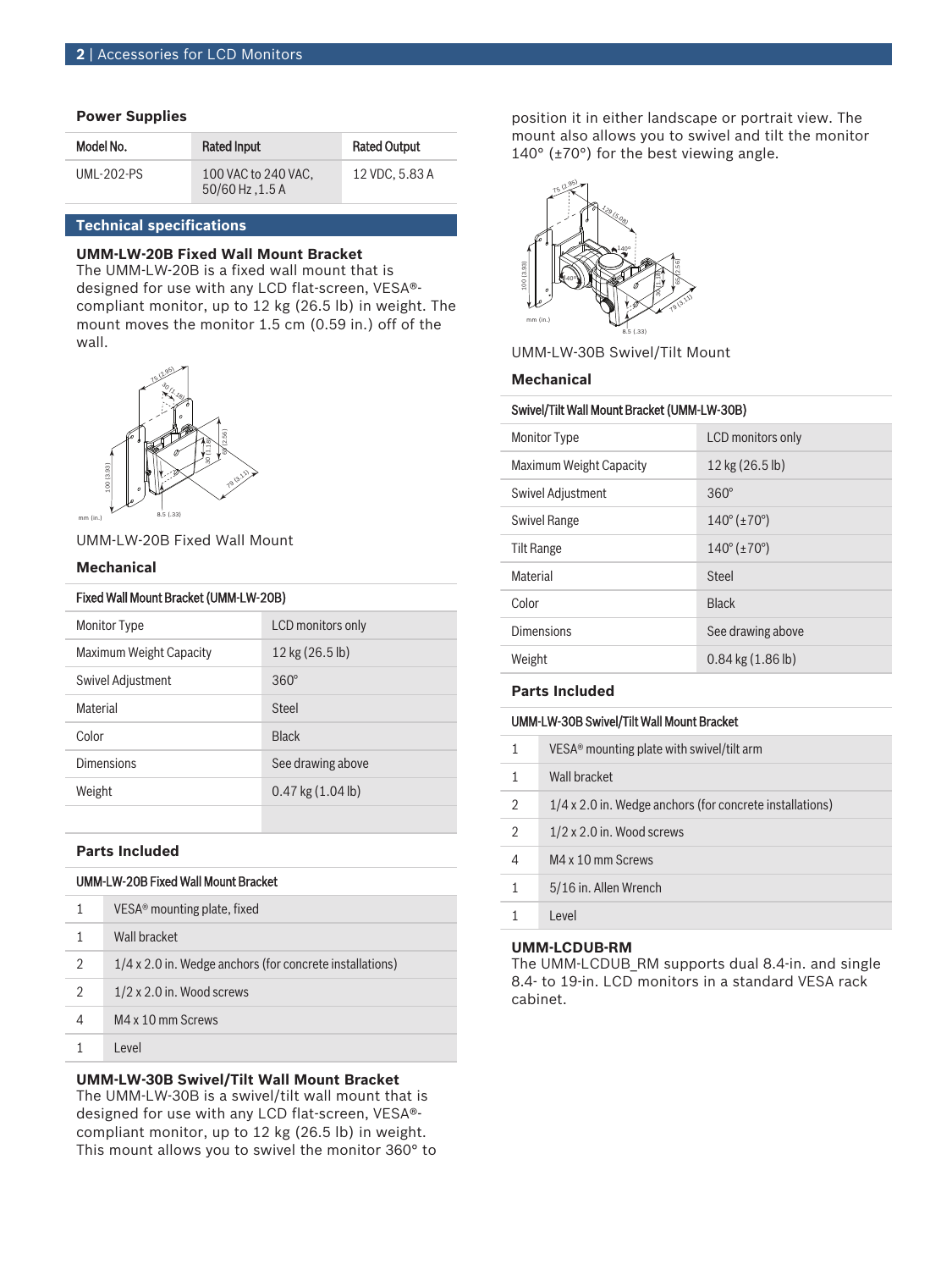### Power Supplies

| Model No. | Rated Input | Rated Output |
| --- | --- | --- |
| UML-202-PS | 100 VAC to 240 VAC, 50/60 Hz ,1.5 A | 12 VDC, 5.83 A |

## Technical specifications

**UMM-LW-20B Fixed Wall Mount Bracket**

The UMM-LW-20B is a fixed wall mount that is designed for use with any LCD flat-screen, VESA®-compliant monitor, up to 12 kg (26.5 lb) in weight. The mount moves the monitor 1.5 cm (0.59 in.) off of the wall.

UMM-LW-20B Fixed Wall Mount

### Mechanical

| Fixed Wall Mount Bracket (UMM-LW-20B) | |
| --- | --- |
| Monitor Type | LCD monitors only |
| Maximum Weight Capacity | 12 kg (26.5 lb) |
| Swivel Adjustment | 360° |
| Material | Steel |
| Color | Black |
| Dimensions | See drawing above |
| Weight | 0.47 kg (1.04 lb) |

### Parts Included

| UMM-LW-20B Fixed Wall Mount Bracket | |
| --- | --- |
| 1 | VESA® mounting plate, fixed |
| 1 | Wall bracket |
| 2 | 1/4 x 2.0 in. Wedge anchors (for concrete installations) |
| 2 | 1/2 x 2.0 in. Wood screws |
| 4 | M4 x 10 mm Screws |
| 1 | Level |

**UMM-LW-30B Swivel/Tilt Wall Mount Bracket**

The UMM-LW-30B is a swivel/tilt wall mount that is designed for use with any LCD flat-screen, VESA®-compliant monitor, up to 12 kg (26.5 lb) in weight. This mount allows you to swivel the monitor 360° to position it in either landscape or portrait view. The mount also allows you to swivel and tilt the monitor 140° (±70°) for the best viewing angle.

UMM-LW-30B Swivel/Tilt Mount

### Mechanical

| Swivel/Tilt Wall Mount Bracket (UMM-LW-30B) | |
| --- | --- |
| Monitor Type | LCD monitors only |
| Maximum Weight Capacity | 12 kg (26.5 lb) |
| Swivel Adjustment | 360° |
| Swivel Range | 140° (±70°) |
| Tilt Range | 140° (±70°) |
| Material | Steel |
| Color | Black |
| Dimensions | See drawing above |
| Weight | 0.84 kg (1.86 lb) |

### Parts Included

| UMM-LW-30B Swivel/Tilt Wall Mount Bracket | |
| --- | --- |
| 1 | VESA® mounting plate with swivel/tilt arm |
| 1 | Wall bracket |
| 2 | 1/4 x 2.0 in. Wedge anchors (for concrete installations) |
| 2 | 1/2 x 2.0 in. Wood screws |
| 4 | M4 x 10 mm Screws |
| 1 | 5/16 in. Allen Wrench |
| 1 | Level |

**UMM-LCDUB-RM**

The UMM-LCDUB_RM supports dual 8.4-in. and single 8.4- to 19-in. LCD monitors in a standard VESA rack cabinet.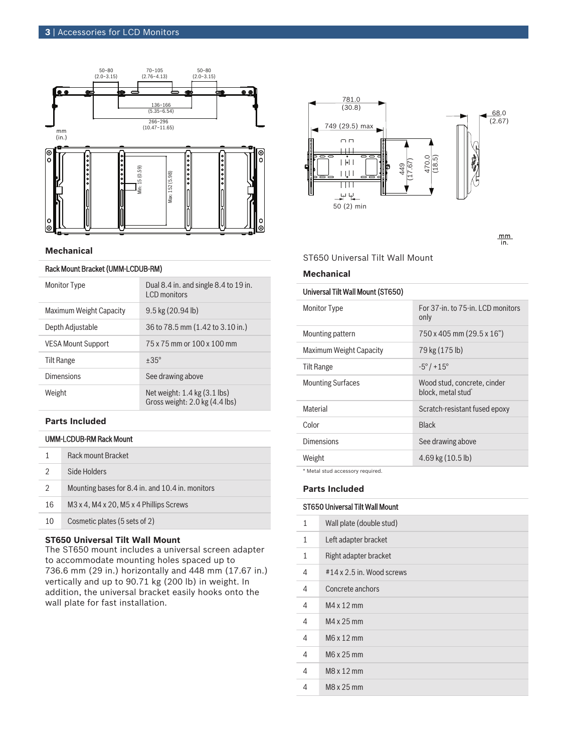## Mechanical

| Rack Mount Bracket (UMM-LCDUB-RM) | |
|---|---|
| Monitor Type | Dual 8.4 in. and single 8.4 to 19 in. LCD monitors |
| Maximum Weight Capacity | 9.5 kg (20.94 lb) |
| Depth Adjustable | 36 to 78.5 mm (1.42 to 3.10 in.) |
| VESA Mount Support | 75 x 75 mm or 100 x 100 mm |
| Tilt Range | ±35° |
| Dimensions | See drawing above |
| Weight | Net weight: 1.4 kg (3.1 lbs)<br>Gross weight: 2.0 kg (4.4 lbs) |

## Parts Included

| UMM-LCDUB-RM Rack Mount | |
|---|---|
| 1 | Rack mount Bracket |
| 2 | Side Holders |
| 2 | Mounting bases for 8.4 in. and 10.4 in. monitors |
| 16 | M3 x 4, M4 x 20, M5 x 4 Phillips Screws |
| 10 | Cosmetic plates (5 sets of 2) |

### ST650 Universal Tilt Wall Mount

The ST650 mount includes a universal screen adapter to accommodate mounting holes spaced up to 736.6 mm (29 in.) horizontally and 448 mm (17.67 in.) vertically and up to 90.71 kg (200 lb) in weight. In addition, the universal bracket easily hooks onto the wall plate for fast installation.

ST650 Universal Tilt Wall Mount

## Mechanical

| Universal Tilt Wall Mount (ST650) | |
|---|---|
| Monitor Type | For 37-in. to 75-in. LCD monitors only |
| Mounting pattern | 750 x 405 mm (29.5 x 16”) |
| Maximum Weight Capacity | 79 kg (175 lb) |
| Tilt Range | -5° / +15° |
| Mounting Surfaces | Wood stud, concrete, cinder block, metal stud* |
| Material | Scratch-resistant fused epoxy |
| Color | Black |
| Dimensions | See drawing above |
| Weight | 4.69 kg (10.5 lb) |

* Metal stud accessory required.

## Parts Included

| ST650 Universal Tilt Wall Mount | |
|---|---|
| 1 | Wall plate (double stud) |
| 1 | Left adapter bracket |
| 1 | Right adapter bracket |
| 4 | #14 x 2.5 in. Wood screws |
| 4 | Concrete anchors |
| 4 | M4 x 12 mm |
| 4 | M4 x 25 mm |
| 4 | M6 x 12 mm |
| 4 | M6 x 25 mm |
| 4 | M8 x 12 mm |
| 4 | M8 x 25 mm |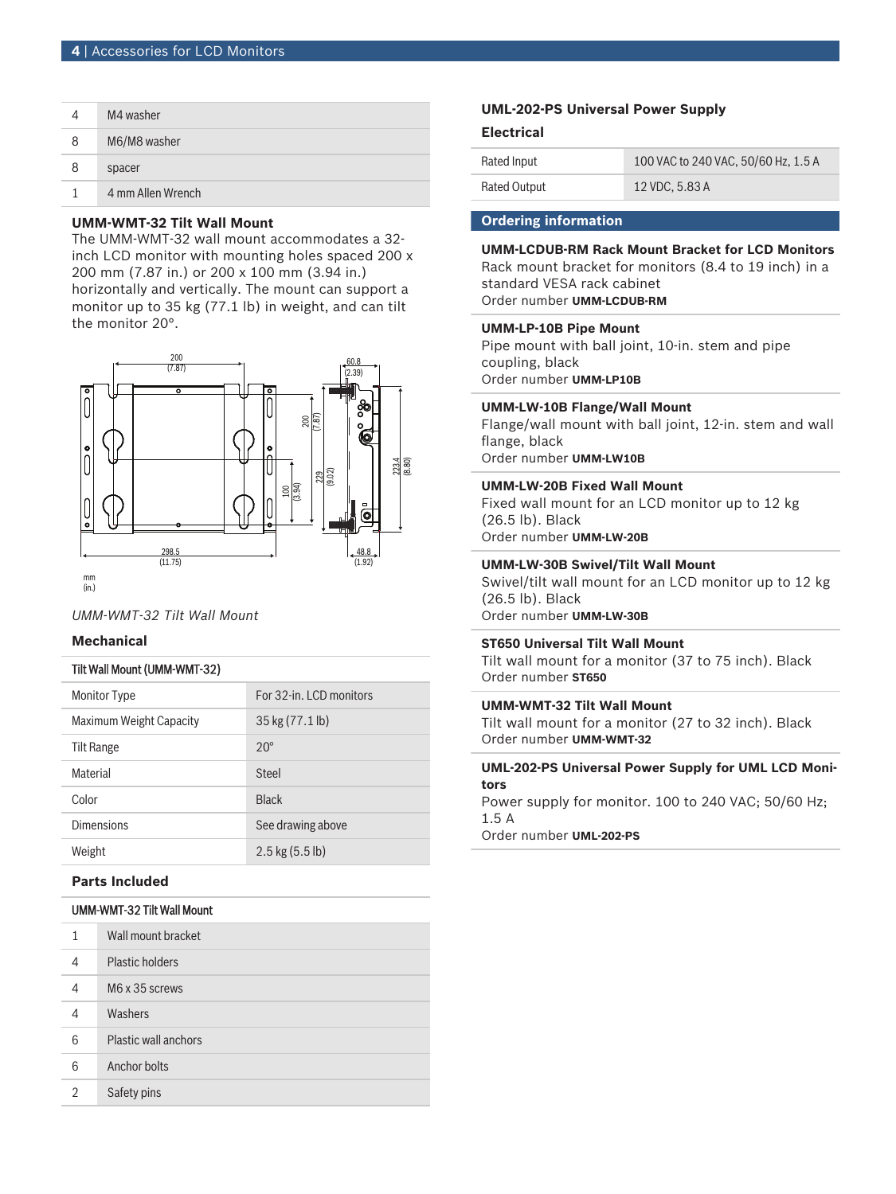| | |
|---|---|
| 4 | M4 washer |
| 8 | M6/M8 washer |
| 8 | spacer |
| 1 | 4 mm Allen Wrench |

### UMM-WMT-32 Tilt Wall Mount

The UMM-WMT-32 wall mount accommodates a 32-inch LCD monitor with mounting holes spaced 200 x 200 mm (7.87 in.) or 200 x 100 mm (3.94 in.) horizontally and vertically. The mount can support a monitor up to 35 kg (77.1 lb) in weight, and can tilt the monitor 20°.

*UMM-WMT-32 Tilt Wall Mount*

### Mechanical

| Tilt Wall Mount (UMM-WMT-32) | |
|---|---|
| Monitor Type | For 32-in. LCD monitors |
| Maximum Weight Capacity | 35 kg (77.1 lb) |
| Tilt Range | 20° |
| Material | Steel |
| Color | Black |
| Dimensions | See drawing above |
| Weight | 2.5 kg (5.5 lb) |

### Parts Included

| UMM-WMT-32 Tilt Wall Mount | |
|---|---|
| 1 | Wall mount bracket |
| 4 | Plastic holders |
| 4 | M6 x 35 screws |
| 4 | Washers |
| 6 | Plastic wall anchors |
| 6 | Anchor bolts |
| 2 | Safety pins |

### UML-202-PS Universal Power Supply

#### Electrical

| | |
|---|---|
| Rated Input | 100 VAC to 240 VAC, 50/60 Hz, 1.5 A |
| Rated Output | 12 VDC, 5.83 A |

## Ordering information

**UMM-LCDUB-RM Rack Mount Bracket for LCD Monitors**
Rack mount bracket for monitors (8.4 to 19 inch) in a standard VESA rack cabinet
Order number **UMM-LCDUB-RM**

**UMM-LP-10B Pipe Mount**
Pipe mount with ball joint, 10-in. stem and pipe coupling, black
Order number **UMM-LP10B**

**UMM-LW-10B Flange/Wall Mount**
Flange/wall mount with ball joint, 12-in. stem and wall flange, black
Order number **UMM-LW10B**

**UMM-LW-20B Fixed Wall Mount**
Fixed wall mount for an LCD monitor up to 12 kg (26.5 lb). Black
Order number **UMM-LW-20B**

**UMM-LW-30B Swivel/Tilt Wall Mount**
Swivel/tilt wall mount for an LCD monitor up to 12 kg (26.5 lb). Black
Order number **UMM-LW-30B**

**ST650 Universal Tilt Wall Mount**
Tilt wall mount for a monitor (37 to 75 inch). Black
Order number **ST650**

**UMM-WMT-32 Tilt Wall Mount**
Tilt wall mount for a monitor (27 to 32 inch). Black
Order number **UMM-WMT-32**

**UML-202-PS Universal Power Supply for UML LCD Monitors**
Power supply for monitor. 100 to 240 VAC; 50/60 Hz; 1.5 A
Order number **UML-202-PS**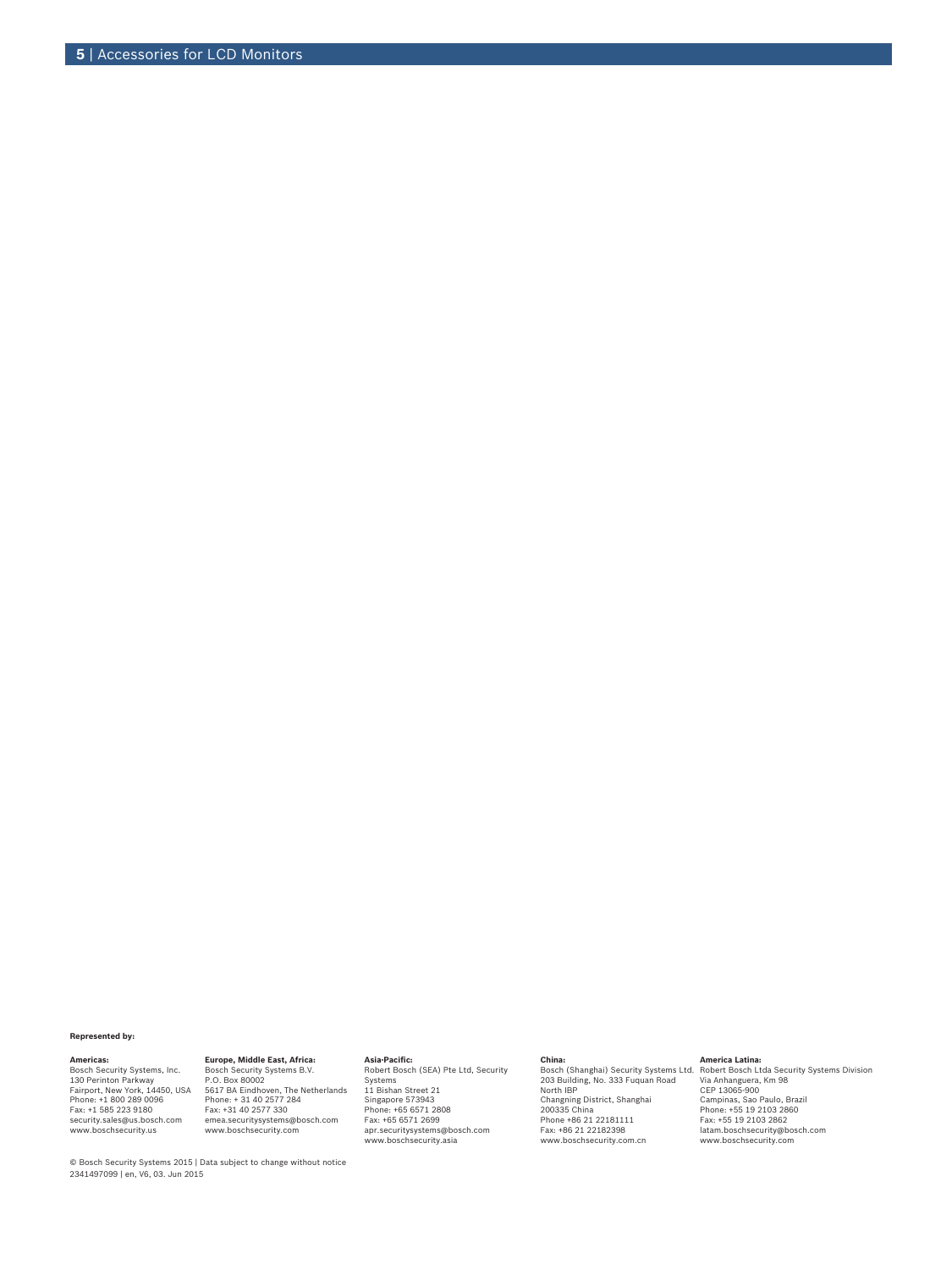**Represented by:**

**Americas:**
Bosch Security Systems, Inc.
130 Perinton Parkway
Fairport, New York, 14450, USA
Phone: +1 800 289 0096
Fax: +1 585 223 9180
security.sales@us.bosch.com
www.boschsecurity.us

**Europe, Middle East, Africa:**
Bosch Security Systems B.V.
P.O. Box 80002
5617 BA Eindhoven, The Netherlands
Phone: + 31 40 2577 284
Fax: +31 40 2577 330
emea.securitysystems@bosch.com
www.boschsecurity.com

**Asia-Pacific:**
Robert Bosch (SEA) Pte Ltd, Security Systems
11 Bishan Street 21
Singapore 573943
Phone: +65 6571 2808
Fax: +65 6571 2699
apr.securitysystems@bosch.com
www.boschsecurity.asia

**China:**
Bosch (Shanghai) Security Systems Ltd.
203 Building, No. 333 Fuquan Road
North IBP
Changning District, Shanghai
200335 China
Phone +86 21 22181111
Fax: +86 21 22182398
www.boschsecurity.com.cn

**America Latina:**
Robert Bosch Ltda Security Systems Division
Via Anhanguera, Km 98
CEP 13065-900
Campinas, Sao Paulo, Brazil
Phone: +55 19 2103 2860
Fax: +55 19 2103 2862
latam.boschsecurity@bosch.com
www.boschsecurity.com

© Bosch Security Systems 2015 | Data subject to change without notice
2341497099 | en, V6, 03. Jun 2015